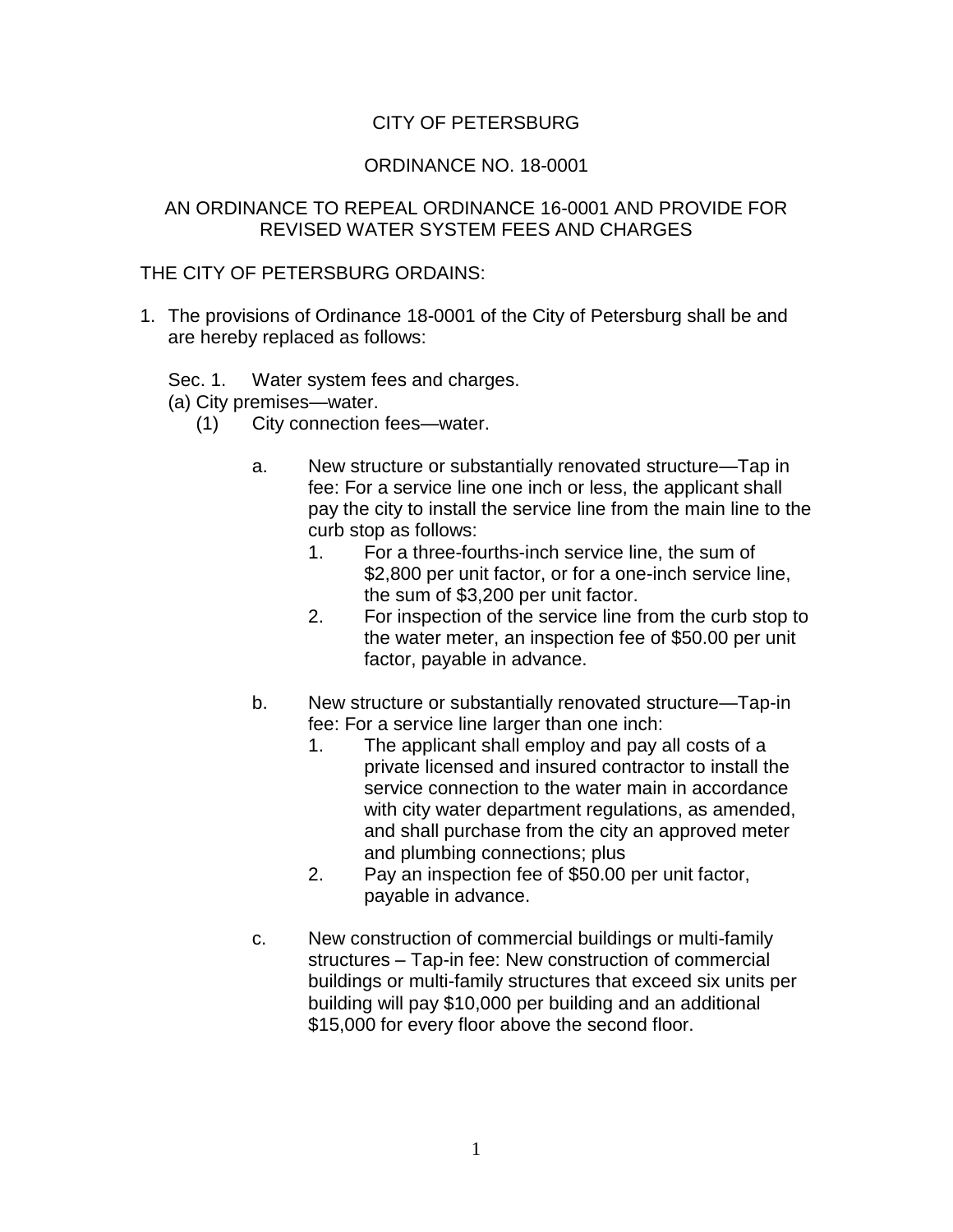# CITY OF PETERSBURG

## ORDINANCE NO. 18-0001

## AN ORDINANCE TO REPEAL ORDINANCE 16-0001 AND PROVIDE FOR REVISED WATER SYSTEM FEES AND CHARGES

THE CITY OF PETERSBURG ORDAINS:

1. The provisions of Ordinance 18-0001 of the City of Petersburg shall be and are hereby replaced as follows:

   Sec. 1. Water system fees and charges.

   (a) City premises—water.

   (1) City connection fees—water.

   a. New structure or substantially renovated structure—Tap in fee: For a service line one inch or less, the applicant shall pay the city to install the service line from the main line to the curb stop as follows:

      1. For a three-fourths-inch service line, the sum of $2,800 per unit factor, or for a one-inch service line, the sum of $3,200 per unit factor.
      2. For inspection of the service line from the curb stop to the water meter, an inspection fee of $50.00 per unit factor, payable in advance.

   b. New structure or substantially renovated structure—Tap-in fee: For a service line larger than one inch:

      1. The applicant shall employ and pay all costs of a private licensed and insured contractor to install the service connection to the water main in accordance with city water department regulations, as amended, and shall purchase from the city an approved meter and plumbing connections; plus
      2. Pay an inspection fee of $50.00 per unit factor, payable in advance.

   c. New construction of commercial buildings or multi-family structures – Tap-in fee: New construction of commercial buildings or multi-family structures that exceed six units per building will pay $10,000 per building and an additional $15,000 for every floor above the second floor.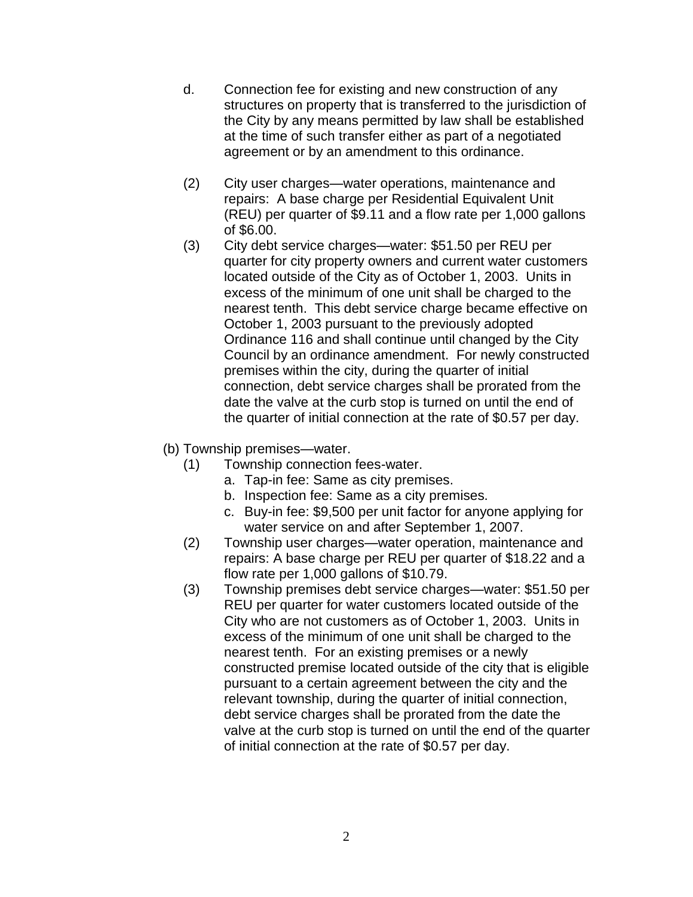d. Connection fee for existing and new construction of any structures on property that is transferred to the jurisdiction of the City by any means permitted by law shall be established at the time of such transfer either as part of a negotiated agreement or by an amendment to this ordinance.

(2) City user charges—water operations, maintenance and repairs: A base charge per Residential Equivalent Unit (REU) per quarter of $9.11 and a flow rate per 1,000 gallons of $6.00.

(3) City debt service charges—water: $51.50 per REU per quarter for city property owners and current water customers located outside of the City as of October 1, 2003. Units in excess of the minimum of one unit shall be charged to the nearest tenth. This debt service charge became effective on October 1, 2003 pursuant to the previously adopted Ordinance 116 and shall continue until changed by the City Council by an ordinance amendment. For newly constructed premises within the city, during the quarter of initial connection, debt service charges shall be prorated from the date the valve at the curb stop is turned on until the end of the quarter of initial connection at the rate of $0.57 per day.

(b) Township premises—water.

(1) Township connection fees-water.

a. Tap-in fee: Same as city premises.

b. Inspection fee: Same as a city premises.

c. Buy-in fee: $9,500 per unit factor for anyone applying for water service on and after September 1, 2007.

(2) Township user charges—water operation, maintenance and repairs: A base charge per REU per quarter of $18.22 and a flow rate per 1,000 gallons of $10.79.

(3) Township premises debt service charges—water: $51.50 per REU per quarter for water customers located outside of the City who are not customers as of October 1, 2003. Units in excess of the minimum of one unit shall be charged to the nearest tenth. For an existing premises or a newly constructed premise located outside of the city that is eligible pursuant to a certain agreement between the city and the relevant township, during the quarter of initial connection, debt service charges shall be prorated from the date the valve at the curb stop is turned on until the end of the quarter of initial connection at the rate of $0.57 per day.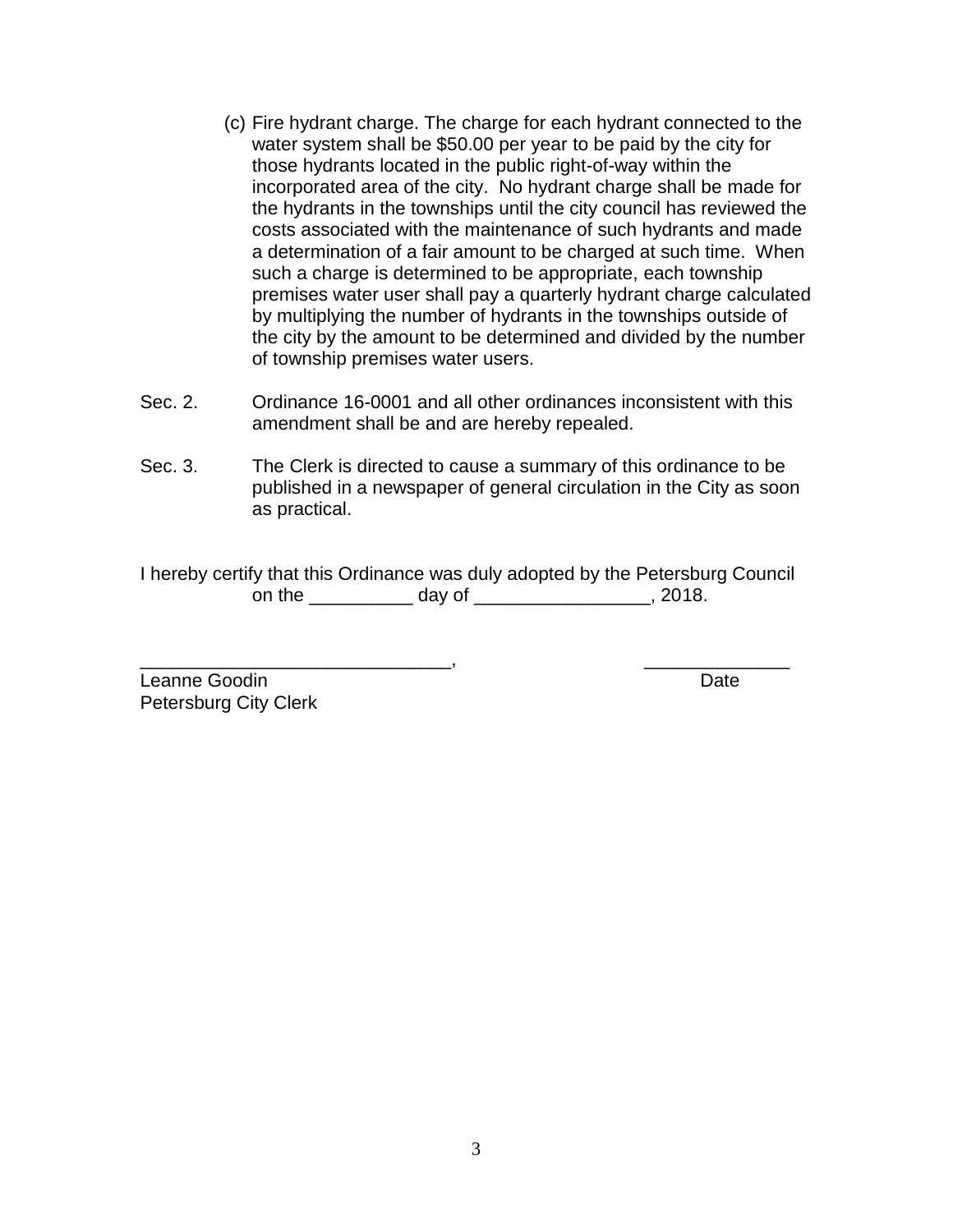(c) Fire hydrant charge. The charge for each hydrant connected to the water system shall be $50.00 per year to be paid by the city for those hydrants located in the public right-of-way within the incorporated area of the city. No hydrant charge shall be made for the hydrants in the townships until the city council has reviewed the costs associated with the maintenance of such hydrants and made a determination of a fair amount to be charged at such time. When such a charge is determined to be appropriate, each township premises water user shall pay a quarterly hydrant charge calculated by multiplying the number of hydrants in the townships outside of the city by the amount to be determined and divided by the number of township premises water users.

Sec. 2. Ordinance 16-0001 and all other ordinances inconsistent with this amendment shall be and are hereby repealed.

Sec. 3. The Clerk is directed to cause a summary of this ordinance to be published in a newspaper of general circulation in the City as soon as practical.

I hereby certify that this Ordinance was duly adopted by the Petersburg Council on the __________ day of _________________, 2018.

______________________________, ______________

Leanne Goodin Date

Petersburg City Clerk